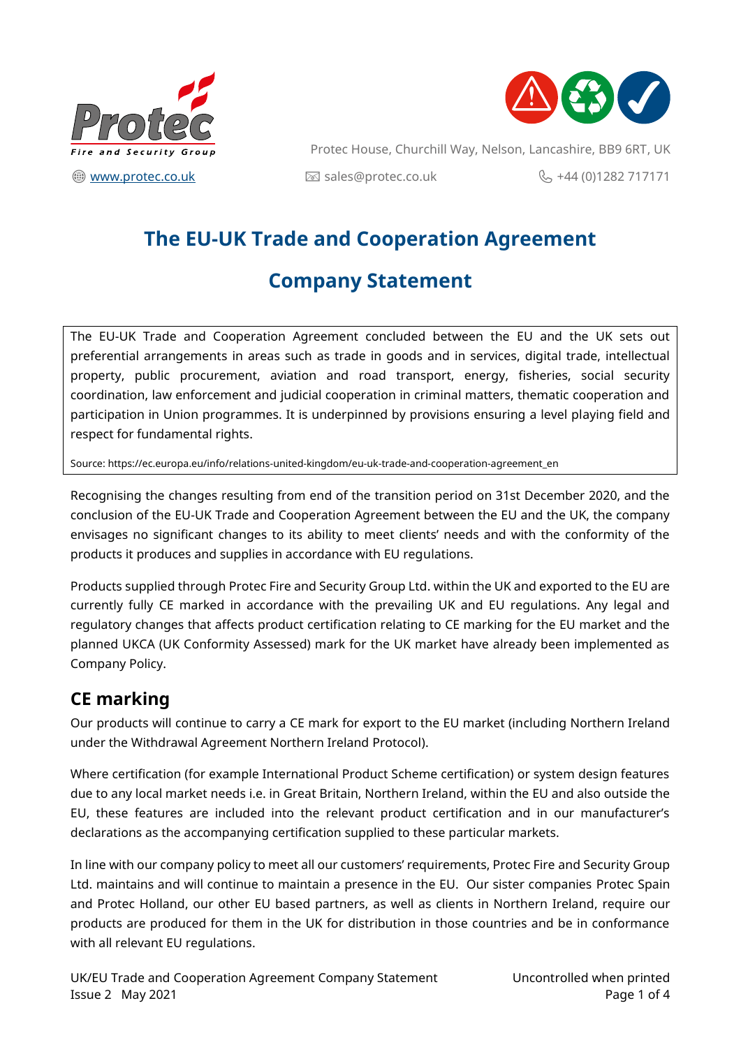Protec Fire and Security Group

Protec House, Churchill Way, Nelson, Lancashire, BB9 6RT, UK

[www.protec.co.uk](http://www.protec.co.uk) sales@protec.co.uk +44 (0)1282 717171

# The EU-UK Trade and Cooperation Agreement

# Company Statement

> The EU-UK Trade and Cooperation Agreement concluded between the EU and the UK sets out preferential arrangements in areas such as trade in goods and in services, digital trade, intellectual property, public procurement, aviation and road transport, energy, fisheries, social security coordination, law enforcement and judicial cooperation in criminal matters, thematic cooperation and participation in Union programmes. It is underpinned by provisions ensuring a level playing field and respect for fundamental rights.
>
> Source: https://ec.europa.eu/info/relations-united-kingdom/eu-uk-trade-and-cooperation-agreement_en

Recognising the changes resulting from end of the transition period on 31st December 2020, and the conclusion of the EU-UK Trade and Cooperation Agreement between the EU and the UK, the company envisages no significant changes to its ability to meet clients' needs and with the conformity of the products it produces and supplies in accordance with EU regulations.

Products supplied through Protec Fire and Security Group Ltd. within the UK and exported to the EU are currently fully CE marked in accordance with the prevailing UK and EU regulations. Any legal and regulatory changes that affects product certification relating to CE marking for the EU market and the planned UKCA (UK Conformity Assessed) mark for the UK market have already been implemented as Company Policy.

## CE marking

Our products will continue to carry a CE mark for export to the EU market (including Northern Ireland under the Withdrawal Agreement Northern Ireland Protocol).

Where certification (for example International Product Scheme certification) or system design features due to any local market needs i.e. in Great Britain, Northern Ireland, within the EU and also outside the EU, these features are included into the relevant product certification and in our manufacturer's declarations as the accompanying certification supplied to these particular markets.

In line with our company policy to meet all our customers' requirements, Protec Fire and Security Group Ltd. maintains and will continue to maintain a presence in the EU. Our sister companies Protec Spain and Protec Holland, our other EU based partners, as well as clients in Northern Ireland, require our products are produced for them in the UK for distribution in those countries and be in conformance with all relevant EU regulations.

UK/EU Trade and Cooperation Agreement Company Statement
Issue 2 May 2021
Uncontrolled when printed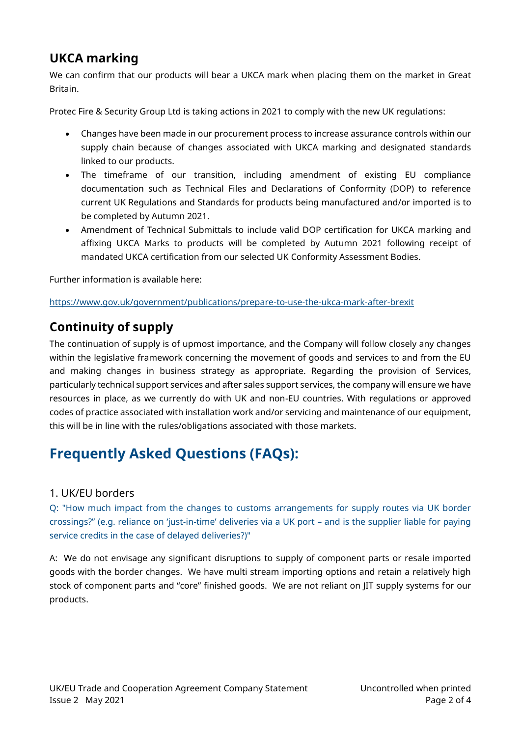## UKCA marking

We can confirm that our products will bear a UKCA mark when placing them on the market in Great Britain.

Protec Fire & Security Group Ltd is taking actions in 2021 to comply with the new UK regulations:

- Changes have been made in our procurement process to increase assurance controls within our supply chain because of changes associated with UKCA marking and designated standards linked to our products.
- The timeframe of our transition, including amendment of existing EU compliance documentation such as Technical Files and Declarations of Conformity (DOP) to reference current UK Regulations and Standards for products being manufactured and/or imported is to be completed by Autumn 2021.
- Amendment of Technical Submittals to include valid DOP certification for UKCA marking and affixing UKCA Marks to products will be completed by Autumn 2021 following receipt of mandated UKCA certification from our selected UK Conformity Assessment Bodies.

Further information is available here:

https://www.gov.uk/government/publications/prepare-to-use-the-ukca-mark-after-brexit

## Continuity of supply

The continuation of supply is of upmost importance, and the Company will follow closely any changes within the legislative framework concerning the movement of goods and services to and from the EU and making changes in business strategy as appropriate. Regarding the provision of Services, particularly technical support services and after sales support services, the company will ensure we have resources in place, as we currently do with UK and non-EU countries. With regulations or approved codes of practice associated with installation work and/or servicing and maintenance of our equipment, this will be in line with the rules/obligations associated with those markets.

# Frequently Asked Questions (FAQs):

### 1. UK/EU borders

Q: "How much impact from the changes to customs arrangements for supply routes via UK border crossings?" (e.g. reliance on 'just-in-time' deliveries via a UK port – and is the supplier liable for paying service credits in the case of delayed deliveries?)"

A: We do not envisage any significant disruptions to supply of component parts or resale imported goods with the border changes. We have multi stream importing options and retain a relatively high stock of component parts and "core" finished goods. We are not reliant on JIT supply systems for our products.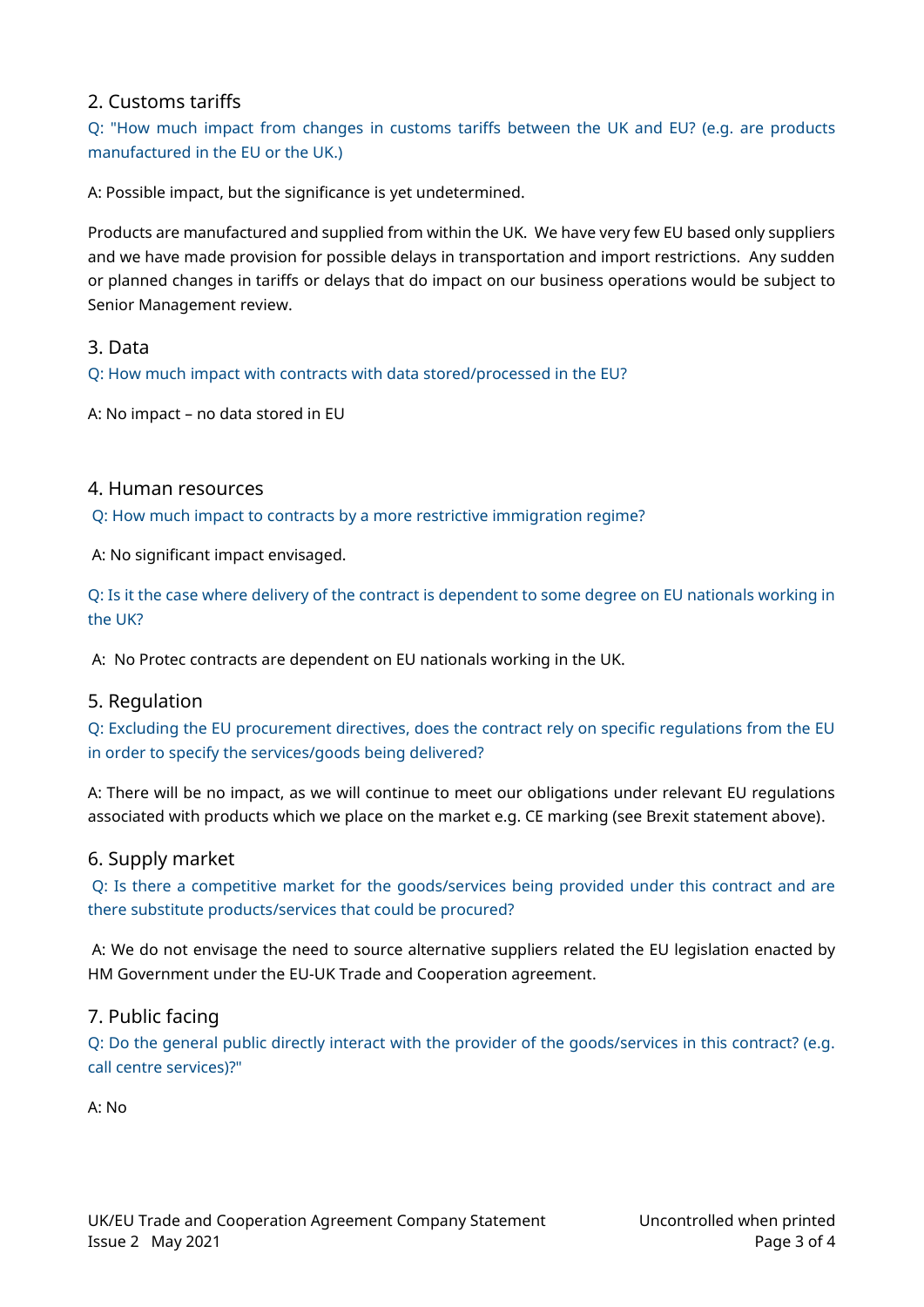## 2. Customs tariffs

Q: "How much impact from changes in customs tariffs between the UK and EU? (e.g. are products manufactured in the EU or the UK.)

A: Possible impact, but the significance is yet undetermined.

Products are manufactured and supplied from within the UK. We have very few EU based only suppliers and we have made provision for possible delays in transportation and import restrictions. Any sudden or planned changes in tariffs or delays that do impact on our business operations would be subject to Senior Management review.

## 3. Data

Q: How much impact with contracts with data stored/processed in the EU?

A: No impact – no data stored in EU

## 4. Human resources

Q: How much impact to contracts by a more restrictive immigration regime?

A: No significant impact envisaged.

Q: Is it the case where delivery of the contract is dependent to some degree on EU nationals working in the UK?

A: No Protec contracts are dependent on EU nationals working in the UK.

## 5. Regulation

Q: Excluding the EU procurement directives, does the contract rely on specific regulations from the EU in order to specify the services/goods being delivered?

A: There will be no impact, as we will continue to meet our obligations under relevant EU regulations associated with products which we place on the market e.g. CE marking (see Brexit statement above).

## 6. Supply market

Q: Is there a competitive market for the goods/services being provided under this contract and are there substitute products/services that could be procured?

A: We do not envisage the need to source alternative suppliers related the EU legislation enacted by HM Government under the EU-UK Trade and Cooperation agreement.

## 7. Public facing

Q: Do the general public directly interact with the provider of the goods/services in this contract? (e.g. call centre services)?"

A: No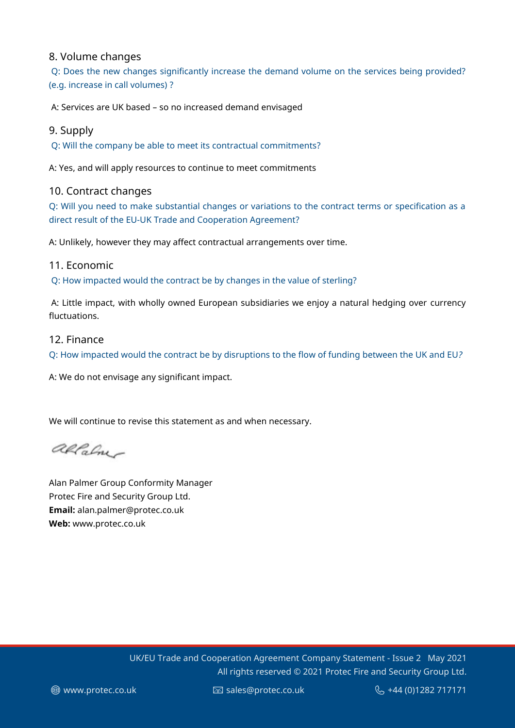## 8. Volume changes

Q: Does the new changes significantly increase the demand volume on the services being provided? (e.g. increase in call volumes) ?

A: Services are UK based – so no increased demand envisaged

## 9. Supply

Q: Will the company be able to meet its contractual commitments?

A: Yes, and will apply resources to continue to meet commitments

## 10. Contract changes

Q: Will you need to make substantial changes or variations to the contract terms or specification as a direct result of the EU-UK Trade and Cooperation Agreement?

A: Unlikely, however they may affect contractual arrangements over time.

## 11. Economic

Q: How impacted would the contract be by changes in the value of sterling?

A: Little impact, with wholly owned European subsidiaries we enjoy a natural hedging over currency fluctuations.

## 12. Finance

Q: How impacted would the contract be by disruptions to the flow of funding between the UK and EU?

A: We do not envisage any significant impact.

We will continue to revise this statement as and when necessary.

Alan Palmer Group Conformity Manager
Protec Fire and Security Group Ltd.
**Email:** alan.palmer@protec.co.uk
**Web:** www.protec.co.uk

UK/EU Trade and Cooperation Agreement Company Statement - Issue 2 May 2021
All rights reserved © 2021 Protec Fire and Security Group Ltd.

www.protec.co.uk sales@protec.co.uk +44 (0)1282 717171